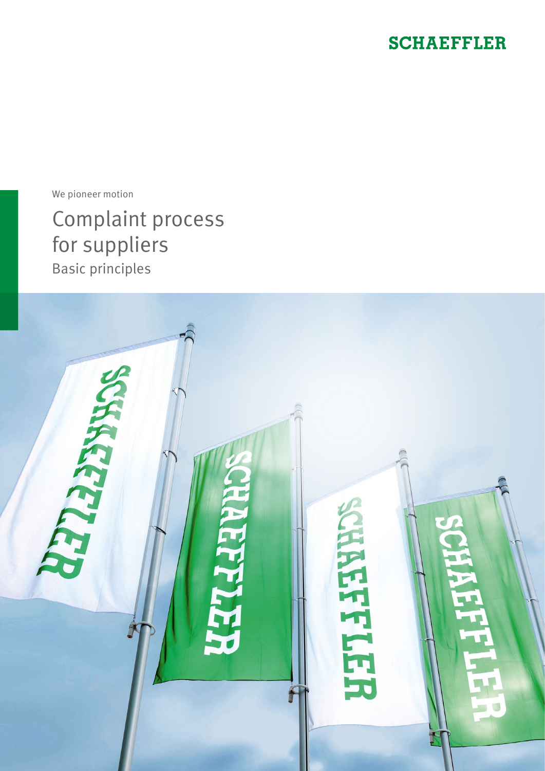SCHAEFFLER

We pioneer motion

# Complaint process for suppliers

## Basic principles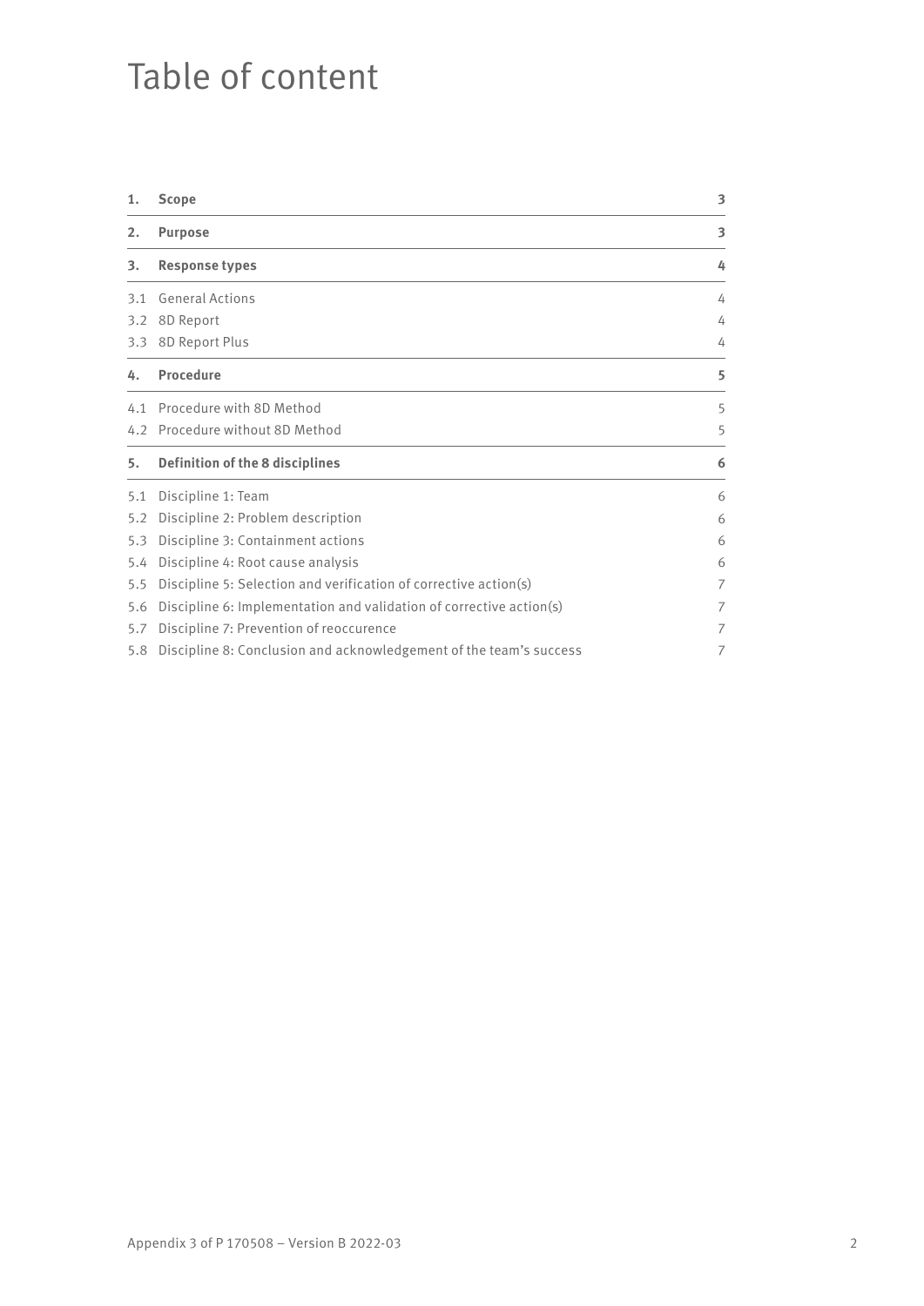# Table of content

| | | |
|---|---|---|
| **1.** | **Scope** | **3** |
| **2.** | **Purpose** | **3** |
| **3.** | **Response types** | **4** |
| 3.1 | General Actions | 4 |
| 3.2 | 8D Report | 4 |
| 3.3 | 8D Report Plus | 4 |
| **4.** | **Procedure** | **5** |
| 4.1 | Procedure with 8D Method | 5 |
| 4.2 | Procedure without 8D Method | 5 |
| **5.** | **Definition of the 8 disciplines** | **6** |
| 5.1 | Discipline 1: Team | 6 |
| 5.2 | Discipline 2: Problem description | 6 |
| 5.3 | Discipline 3: Containment actions | 6 |
| 5.4 | Discipline 4: Root cause analysis | 6 |
| 5.5 | Discipline 5: Selection and verification of corrective action(s) | 7 |
| 5.6 | Discipline 6: Implementation and validation of corrective action(s) | 7 |
| 5.7 | Discipline 7: Prevention of reoccurence | 7 |
| 5.8 | Discipline 8: Conclusion and acknowledgement of the team's success | 7 |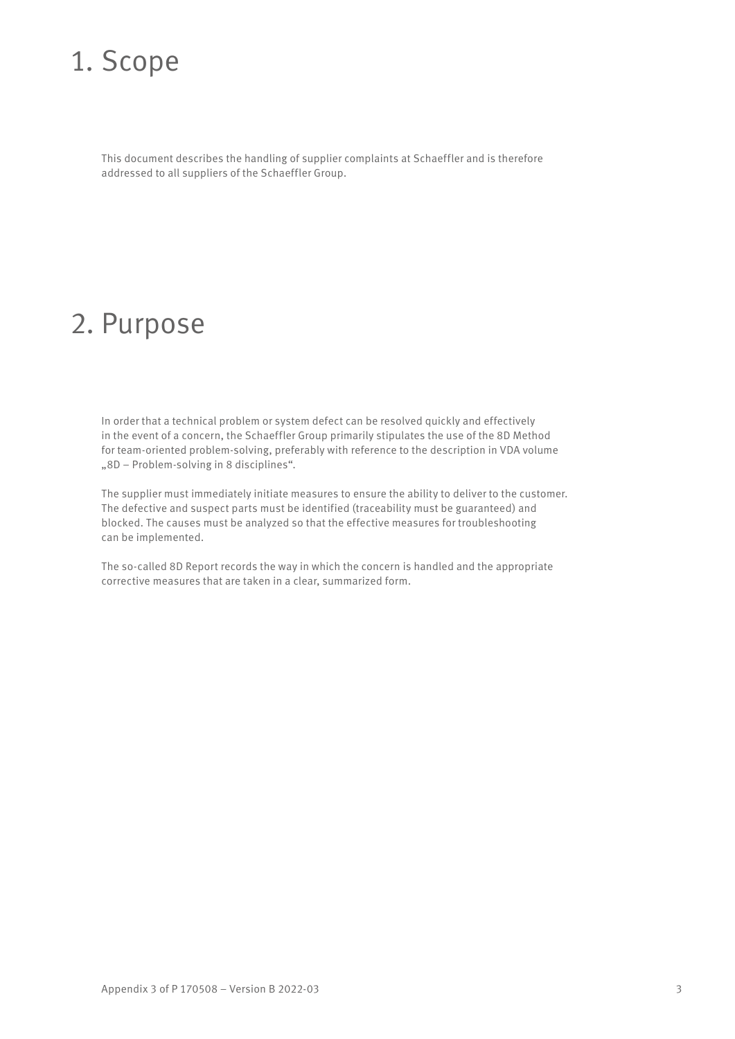# 1. Scope

This document describes the handling of supplier complaints at Schaeffler and is therefore addressed to all suppliers of the Schaeffler Group.

# 2. Purpose

In order that a technical problem or system defect can be resolved quickly and effectively in the event of a concern, the Schaeffler Group primarily stipulates the use of the 8D Method for team-oriented problem-solving, preferably with reference to the description in VDA volume „8D – Problem-solving in 8 disciplines“.

The supplier must immediately initiate measures to ensure the ability to deliver to the customer. The defective and suspect parts must be identified (traceability must be guaranteed) and blocked. The causes must be analyzed so that the effective measures for troubleshooting can be implemented.

The so-called 8D Report records the way in which the concern is handled and the appropriate corrective measures that are taken in a clear, summarized form.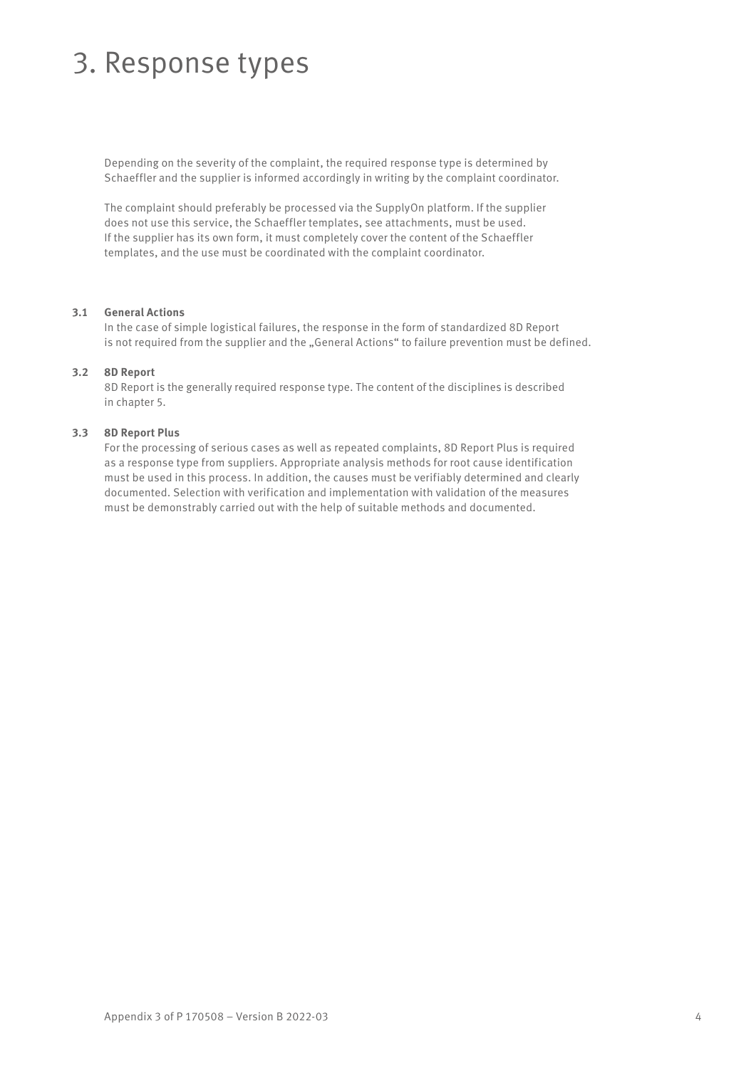# 3. Response types

Depending on the severity of the complaint, the required response type is determined by Schaeffler and the supplier is informed accordingly in writing by the complaint coordinator.

The complaint should preferably be processed via the SupplyOn platform. If the supplier does not use this service, the Schaeffler templates, see attachments, must be used. If the supplier has its own form, it must completely cover the content of the Schaeffler templates, and the use must be coordinated with the complaint coordinator.

### 3.1 General Actions

In the case of simple logistical failures, the response in the form of standardized 8D Report is not required from the supplier and the „General Actions“ to failure prevention must be defined.

### 3.2 8D Report

8D Report is the generally required response type. The content of the disciplines is described in chapter 5.

### 3.3 8D Report Plus

For the processing of serious cases as well as repeated complaints, 8D Report Plus is required as a response type from suppliers. Appropriate analysis methods for root cause identification must be used in this process. In addition, the causes must be verifiably determined and clearly documented. Selection with verification and implementation with validation of the measures must be demonstrably carried out with the help of suitable methods and documented.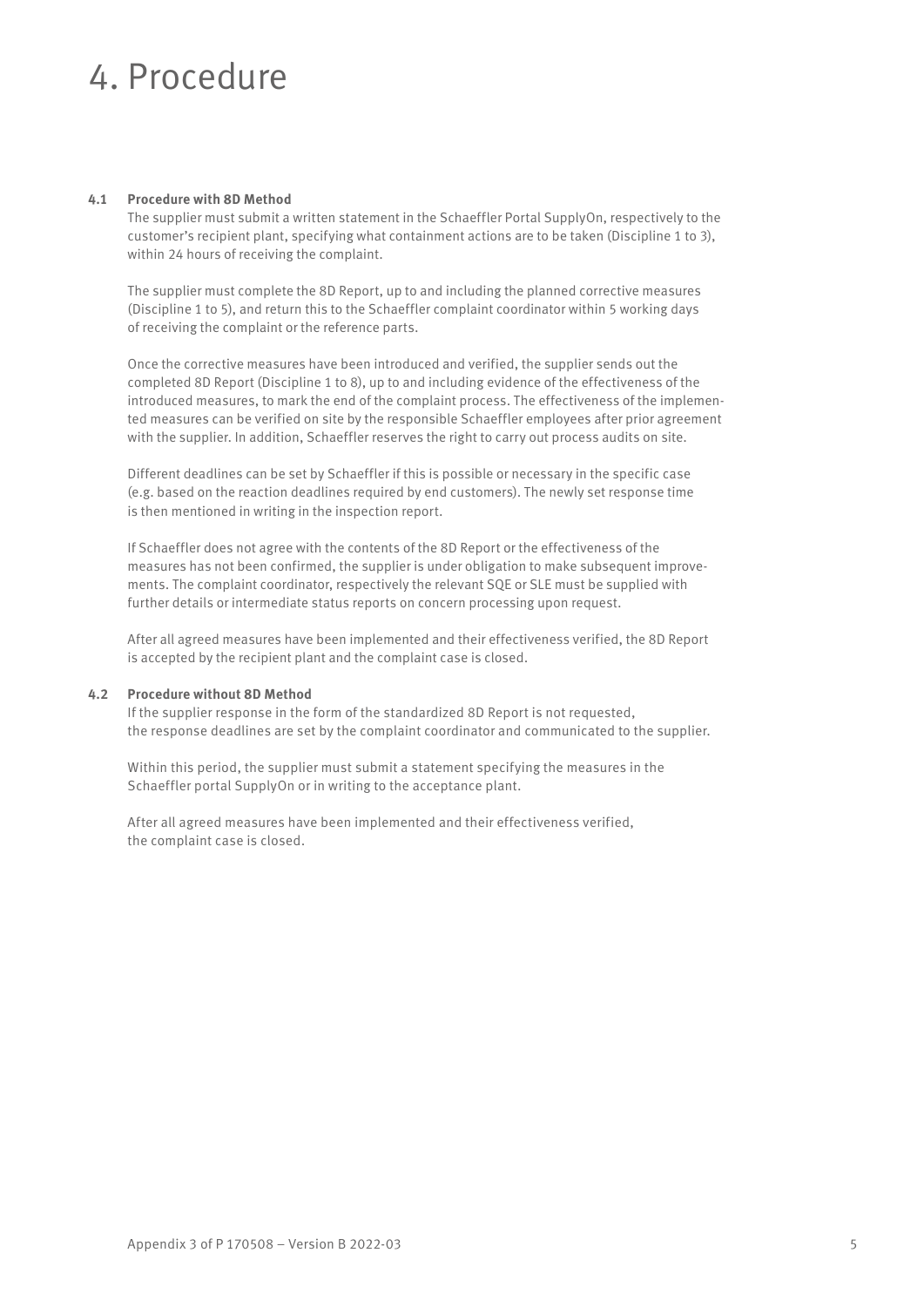# 4. Procedure

### 4.1 Procedure with 8D Method

The supplier must submit a written statement in the Schaeffler Portal SupplyOn, respectively to the customer's recipient plant, specifying what containment actions are to be taken (Discipline 1 to 3), within 24 hours of receiving the complaint.

The supplier must complete the 8D Report, up to and including the planned corrective measures (Discipline 1 to 5), and return this to the Schaeffler complaint coordinator within 5 working days of receiving the complaint or the reference parts.

Once the corrective measures have been introduced and verified, the supplier sends out the completed 8D Report (Discipline 1 to 8), up to and including evidence of the effectiveness of the introduced measures, to mark the end of the complaint process. The effectiveness of the implemented measures can be verified on site by the responsible Schaeffler employees after prior agreement with the supplier. In addition, Schaeffler reserves the right to carry out process audits on site.

Different deadlines can be set by Schaeffler if this is possible or necessary in the specific case (e.g. based on the reaction deadlines required by end customers). The newly set response time is then mentioned in writing in the inspection report.

If Schaeffler does not agree with the contents of the 8D Report or the effectiveness of the measures has not been confirmed, the supplier is under obligation to make subsequent improvements. The complaint coordinator, respectively the relevant SQE or SLE must be supplied with further details or intermediate status reports on concern processing upon request.

After all agreed measures have been implemented and their effectiveness verified, the 8D Report is accepted by the recipient plant and the complaint case is closed.

### 4.2 Procedure without 8D Method

If the supplier response in the form of the standardized 8D Report is not requested, the response deadlines are set by the complaint coordinator and communicated to the supplier.

Within this period, the supplier must submit a statement specifying the measures in the Schaeffler portal SupplyOn or in writing to the acceptance plant.

After all agreed measures have been implemented and their effectiveness verified, the complaint case is closed.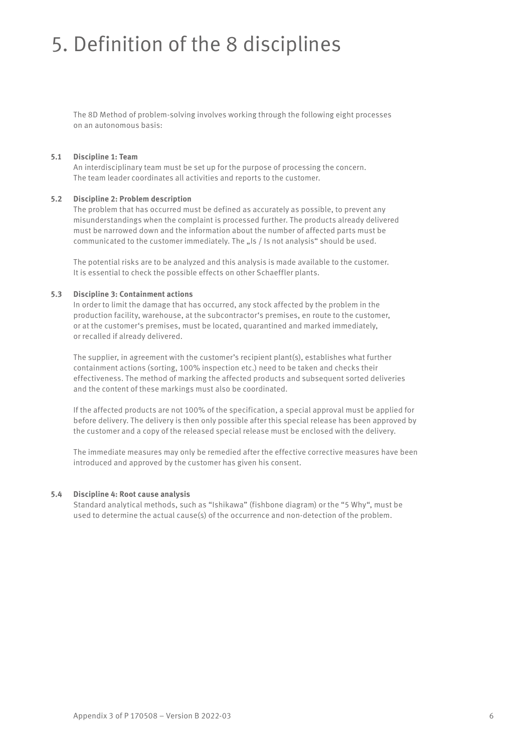# 5. Definition of the 8 disciplines

The 8D Method of problem-solving involves working through the following eight processes on an autonomous basis:

## 5.1 Discipline 1: Team

An interdisciplinary team must be set up for the purpose of processing the concern. The team leader coordinates all activities and reports to the customer.

## 5.2 Discipline 2: Problem description

The problem that has occurred must be defined as accurately as possible, to prevent any misunderstandings when the complaint is processed further. The products already delivered must be narrowed down and the information about the number of affected parts must be communicated to the customer immediately. The „Is / Is not analysis“ should be used.

The potential risks are to be analyzed and this analysis is made available to the customer. It is essential to check the possible effects on other Schaeffler plants.

## 5.3 Discipline 3: Containment actions

In order to limit the damage that has occurred, any stock affected by the problem in the production facility, warehouse, at the subcontractor‘s premises, en route to the customer, or at the customer‘s premises, must be located, quarantined and marked immediately, or recalled if already delivered.

The supplier, in agreement with the customer’s recipient plant(s), establishes what further containment actions (sorting, 100% inspection etc.) need to be taken and checks their effectiveness. The method of marking the affected products and subsequent sorted deliveries and the content of these markings must also be coordinated.

If the affected products are not 100% of the specification, a special approval must be applied for before delivery. The delivery is then only possible after this special release has been approved by the customer and a copy of the released special release must be enclosed with the delivery.

The immediate measures may only be remedied after the effective corrective measures have been introduced and approved by the customer has given his consent.

## 5.4 Discipline 4: Root cause analysis

Standard analytical methods, such as “Ishikawa” (fishbone diagram) or the “5 Why“, must be used to determine the actual cause(s) of the occurrence and non-detection of the problem.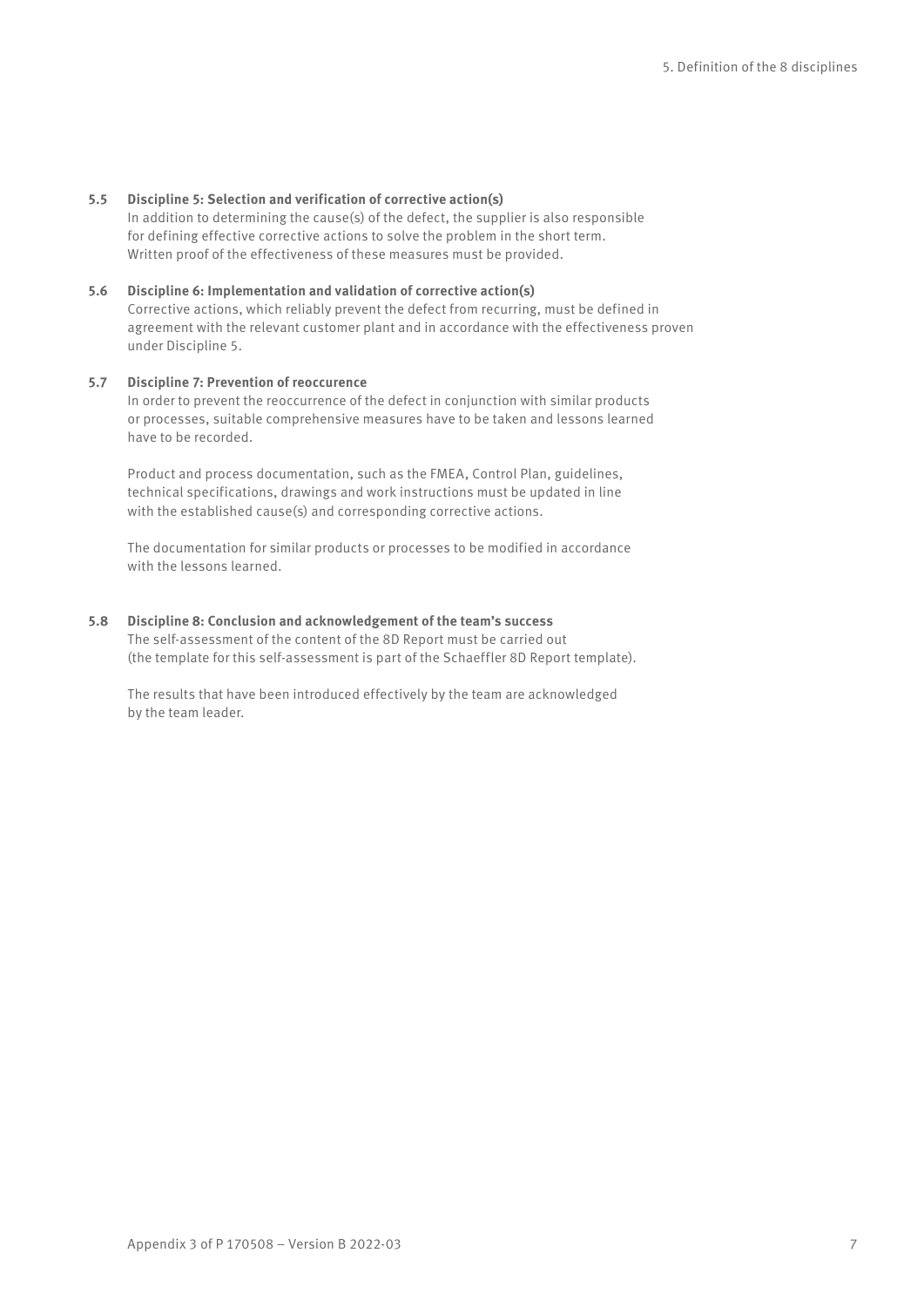### 5.5 Discipline 5: Selection and verification of corrective action(s)

In addition to determining the cause(s) of the defect, the supplier is also responsible for defining effective corrective actions to solve the problem in the short term. Written proof of the effectiveness of these measures must be provided.

### 5.6 Discipline 6: Implementation and validation of corrective action(s)

Corrective actions, which reliably prevent the defect from recurring, must be defined in agreement with the relevant customer plant and in accordance with the effectiveness proven under Discipline 5.

### 5.7 Discipline 7: Prevention of reoccurence

In order to prevent the reoccurrence of the defect in conjunction with similar products or processes, suitable comprehensive measures have to be taken and lessons learned have to be recorded.

Product and process documentation, such as the FMEA, Control Plan, guidelines, technical specifications, drawings and work instructions must be updated in line with the established cause(s) and corresponding corrective actions.

The documentation for similar products or processes to be modified in accordance with the lessons learned.

### 5.8 Discipline 8: Conclusion and acknowledgement of the team's success

The self-assessment of the content of the 8D Report must be carried out (the template for this self-assessment is part of the Schaeffler 8D Report template).

The results that have been introduced effectively by the team are acknowledged by the team leader.